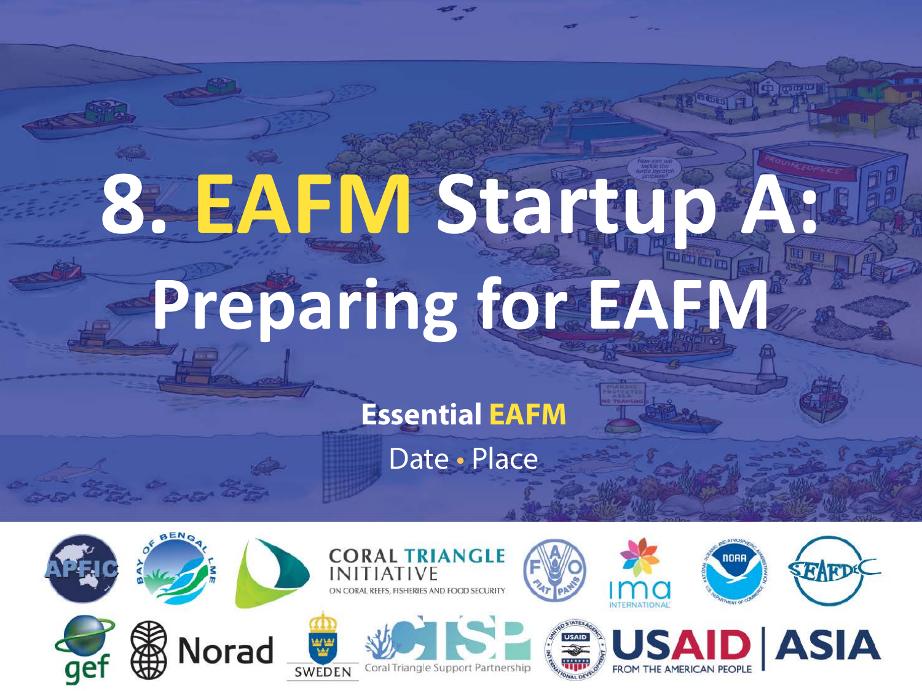# 8. EAFM Startup A: Preparing for EAFM

**Essential EAFM**

Date • Place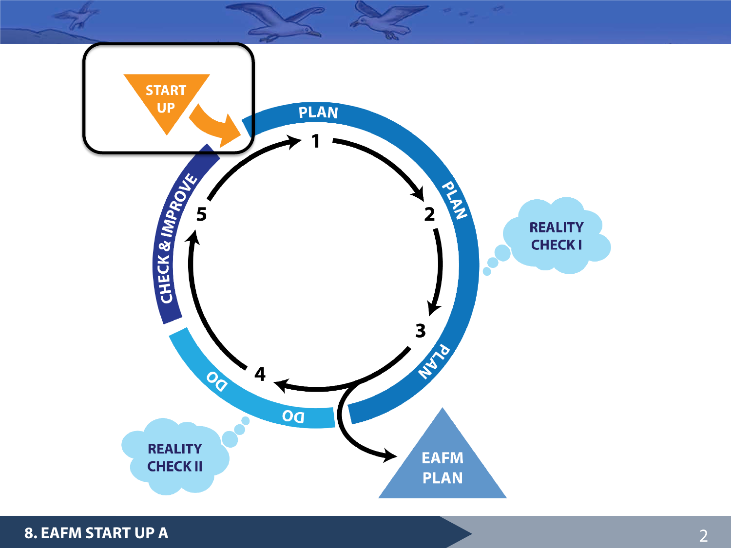START UP

PLAN

1

2

PLAN

REALITY CHECK I

3

PLAN

4

DO

DO

EAFM PLAN

REALITY CHECK II

5

CHECK & IMPROVE

8. EAFM START UP A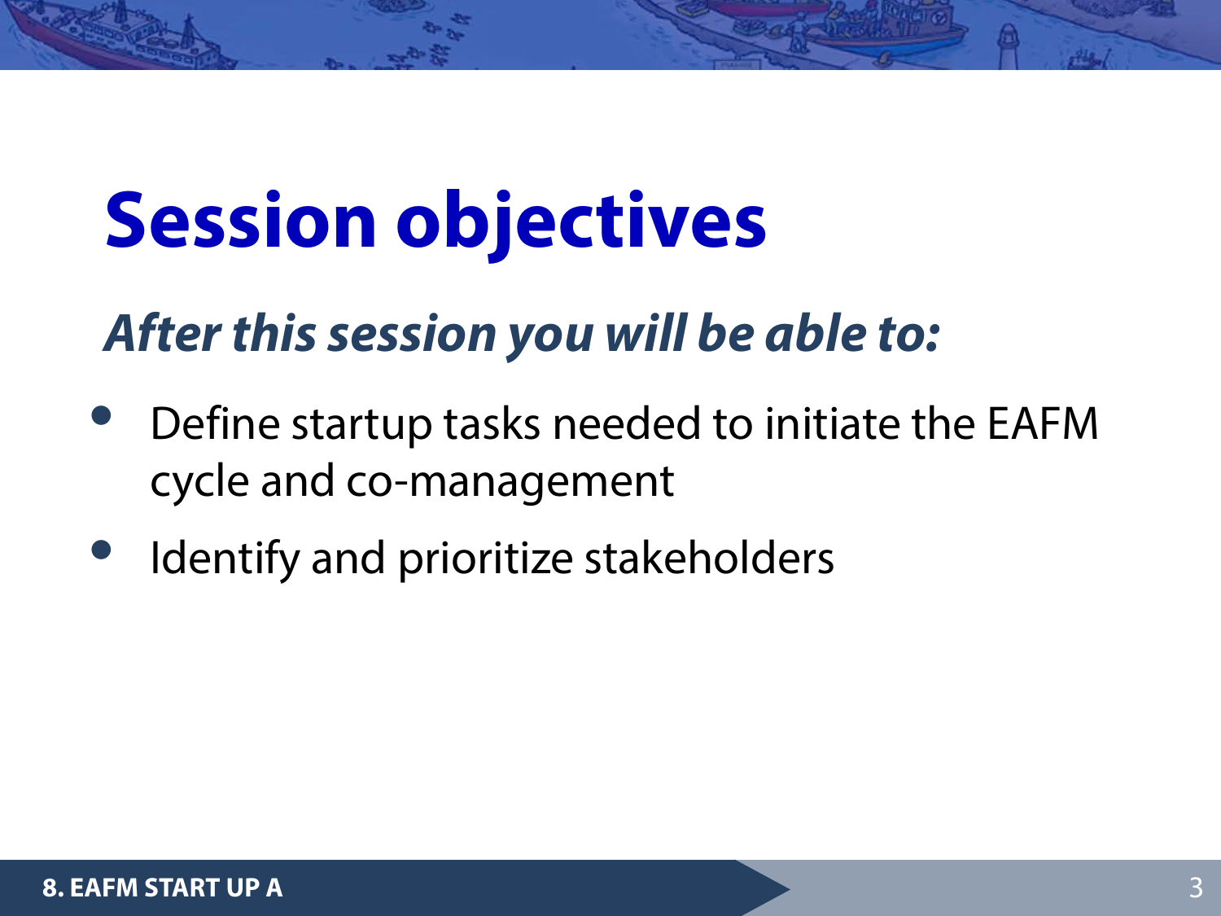# Session objectives

***After this session you will be able to:***

- Define startup tasks needed to initiate the EAFM cycle and co-management
- Identify and prioritize stakeholders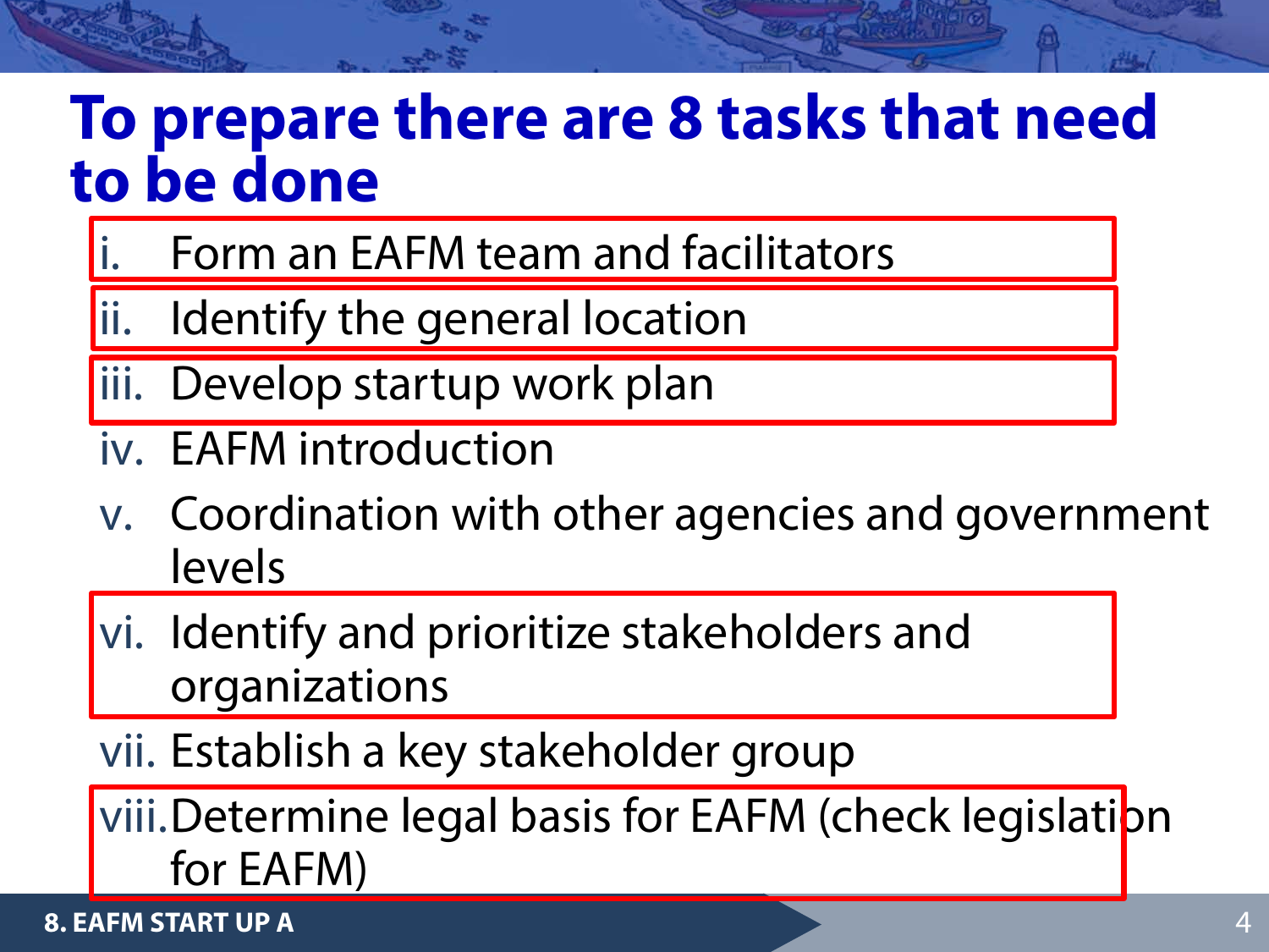# To prepare there are 8 tasks that need to be done

i. Form an EAFM team and facilitators
ii. Identify the general location
iii. Develop startup work plan
iv. EAFM introduction
v. Coordination with other agencies and government levels
vi. Identify and prioritize stakeholders and organizations
vii. Establish a key stakeholder group
viii. Determine legal basis for EAFM (check legislation for EAFM)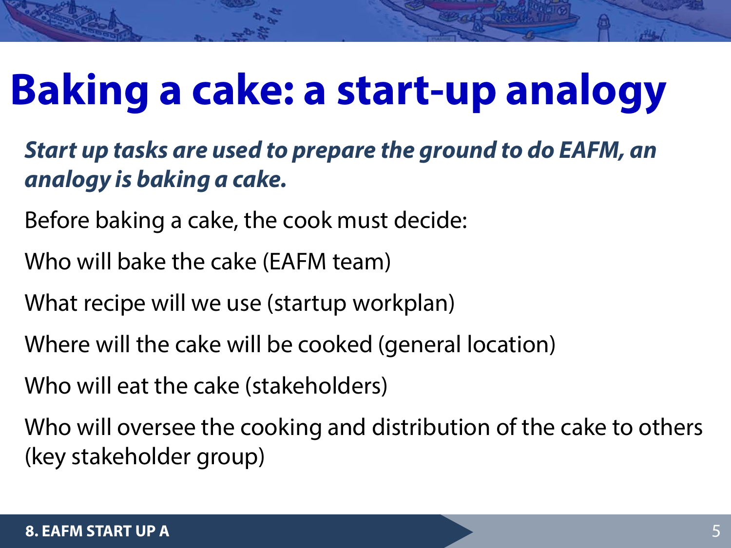# Baking a cake: a start-up analogy

***Start up tasks are used to prepare the ground to do EAFM, an analogy is baking a cake.***

Before baking a cake, the cook must decide:

Who will bake the cake (EAFM team)

What recipe will we use (startup workplan)

Where will the cake will be cooked (general location)

Who will eat the cake (stakeholders)

Who will oversee the cooking and distribution of the cake to others (key stakeholder group)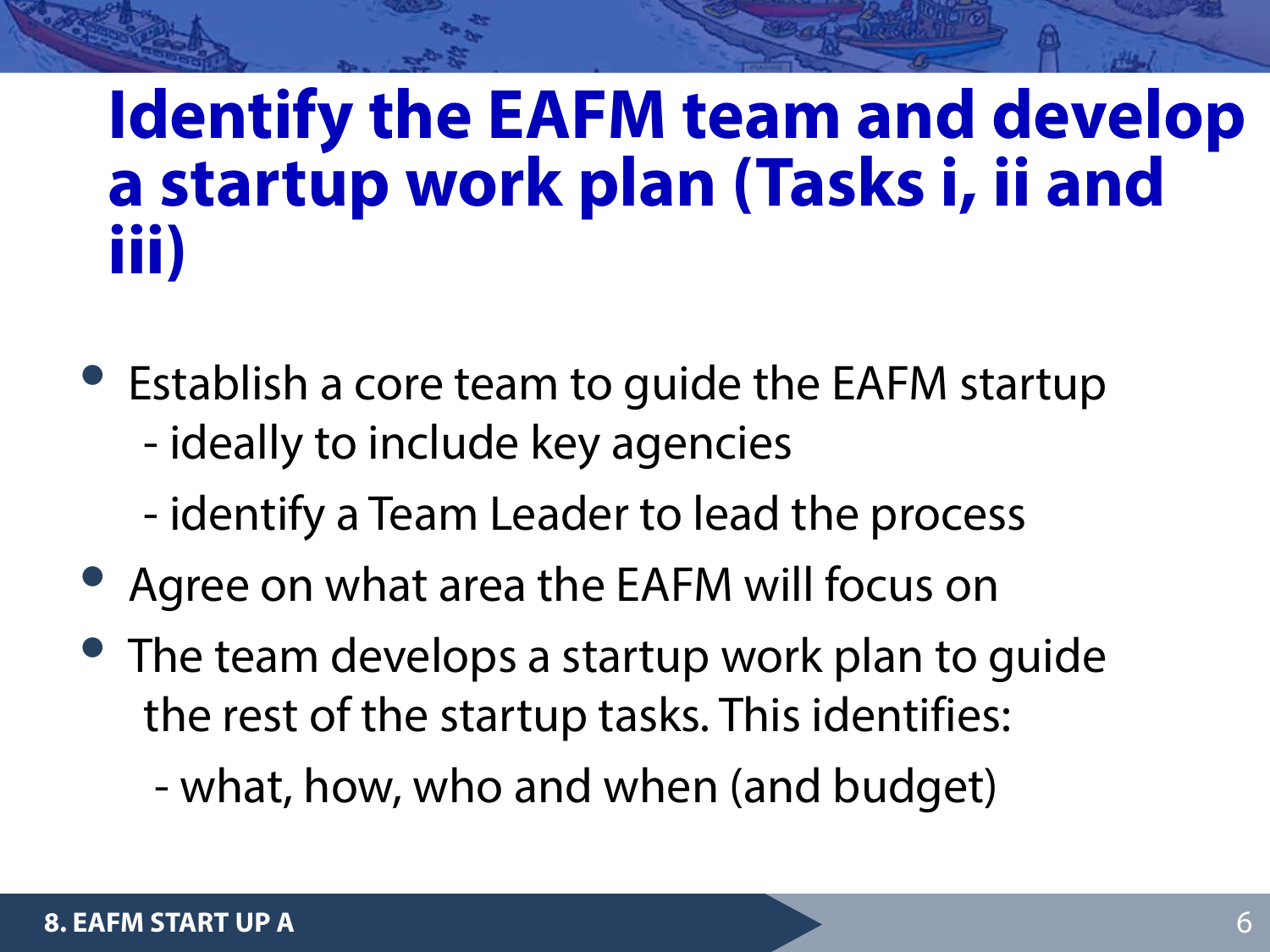# Identify the EAFM team and develop a startup work plan (Tasks i, ii and iii)

- Establish a core team to guide the EAFM startup
  - ideally to include key agencies
  - identify a Team Leader to lead the process
- Agree on what area the EAFM will focus on
- The team develops a startup work plan to guide the rest of the startup tasks. This identifies:
  - what, how, who and when (and budget)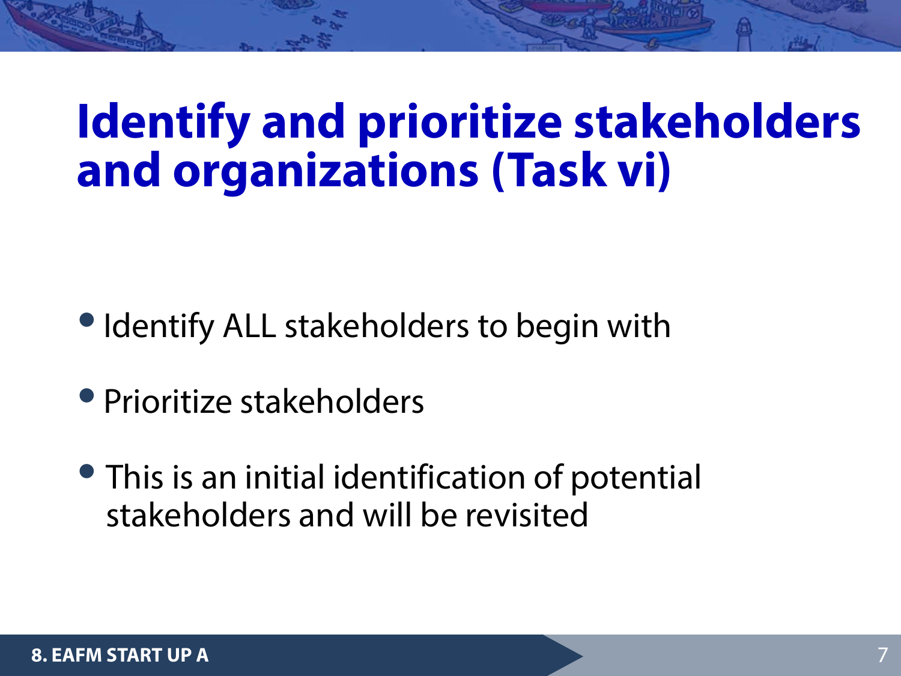# Identify and prioritize stakeholders and organizations (Task vi)

- Identify ALL stakeholders to begin with
- Prioritize stakeholders
- This is an initial identification of potential stakeholders and will be revisited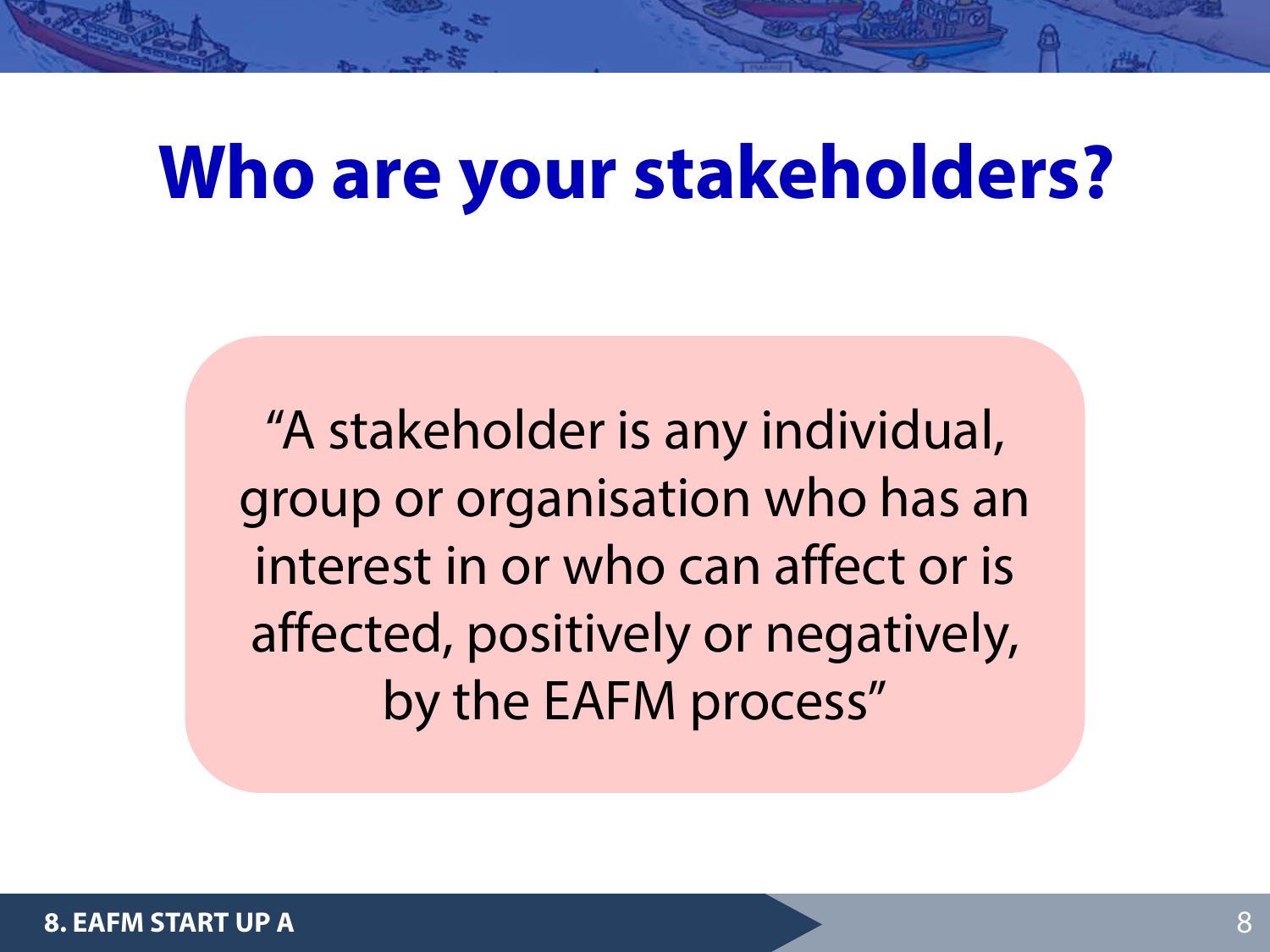# Who are your stakeholders?

"A stakeholder is any individual, group or organisation who has an interest in or who can affect or is affected, positively or negatively, by the EAFM process"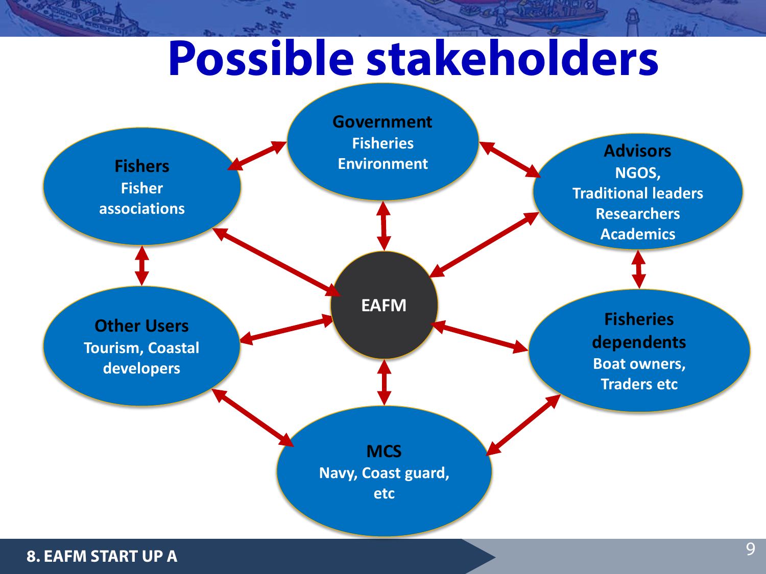# Possible stakeholders

**EAFM**

**Government**
Fisheries
Environment

**Advisors**
NGOS,
Traditional leaders
Researchers
Academics

**Fisheries dependents**
Boat owners,
Traders etc

**MCS**
Navy, Coast guard,
etc

**Other Users**
Tourism, Coastal developers

**Fishers**
Fisher associations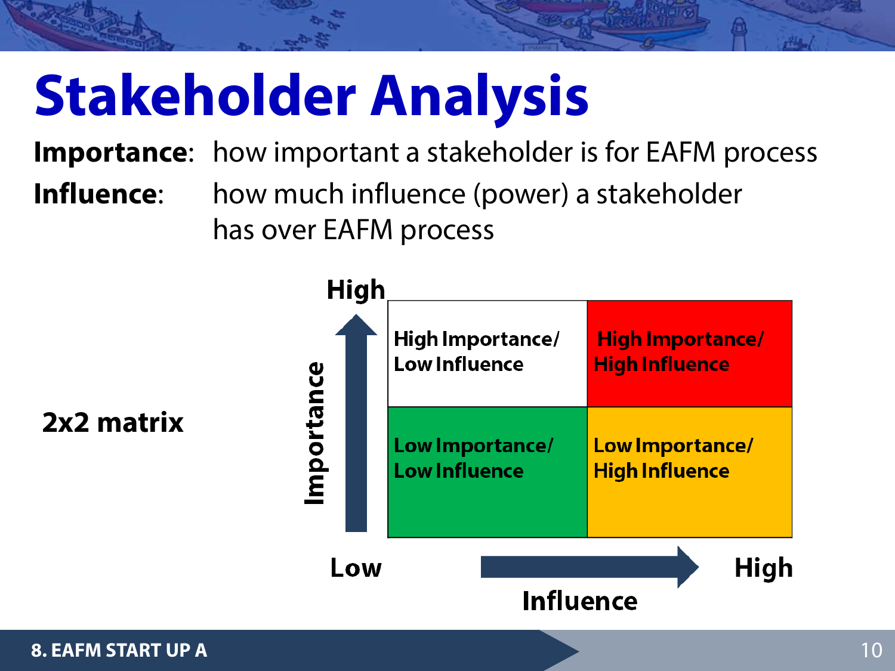# Stakeholder Analysis

**Importance**: how important a stakeholder is for EAFM process

**Influence**: how much influence (power) a stakeholder has over EAFM process

**2x2 matrix**

| Importance ↑ / Influence → | Low Influence | High Influence |
|---|---|---|
| **High** | High Importance/ Low Influence | High Importance/ High Influence |
| **Low** | Low Importance/ Low Influence | Low Importance/ High Influence |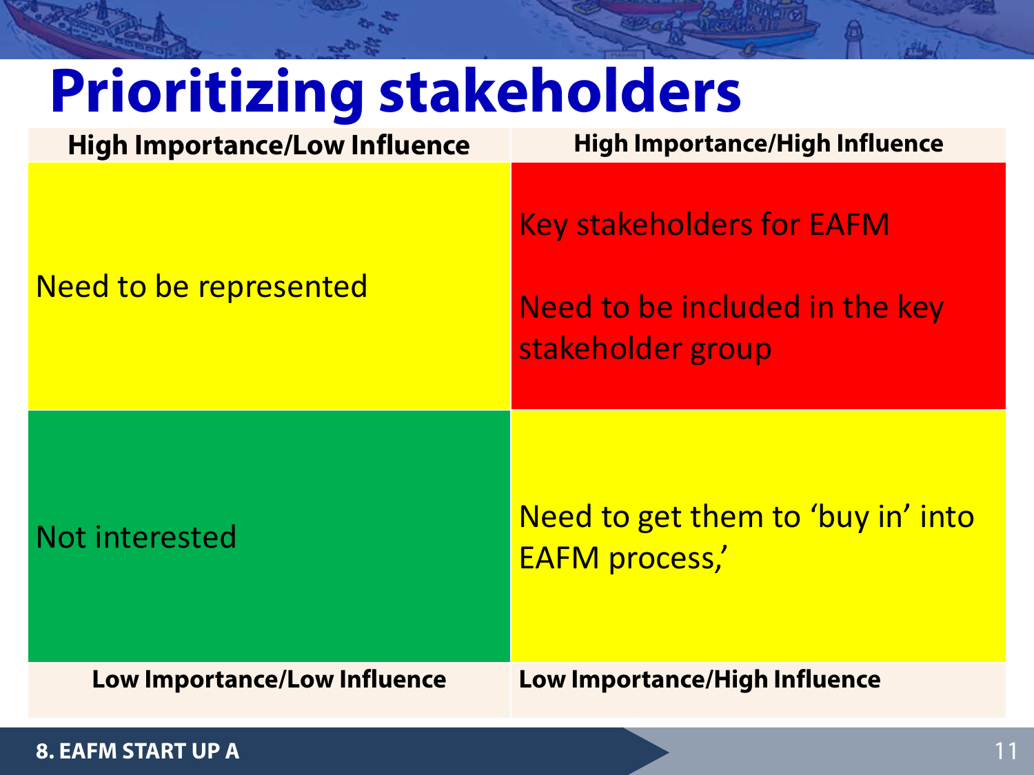# Prioritizing stakeholders

| High Importance/Low Influence | High Importance/High Influence |
| --- | --- |
| Need to be represented | Key stakeholders for EAFM<br><br>Need to be included in the key stakeholder group |
| Not interested | Need to get them to 'buy in' into EAFM process,' |
| **Low Importance/Low Influence** | **Low Importance/High Influence** |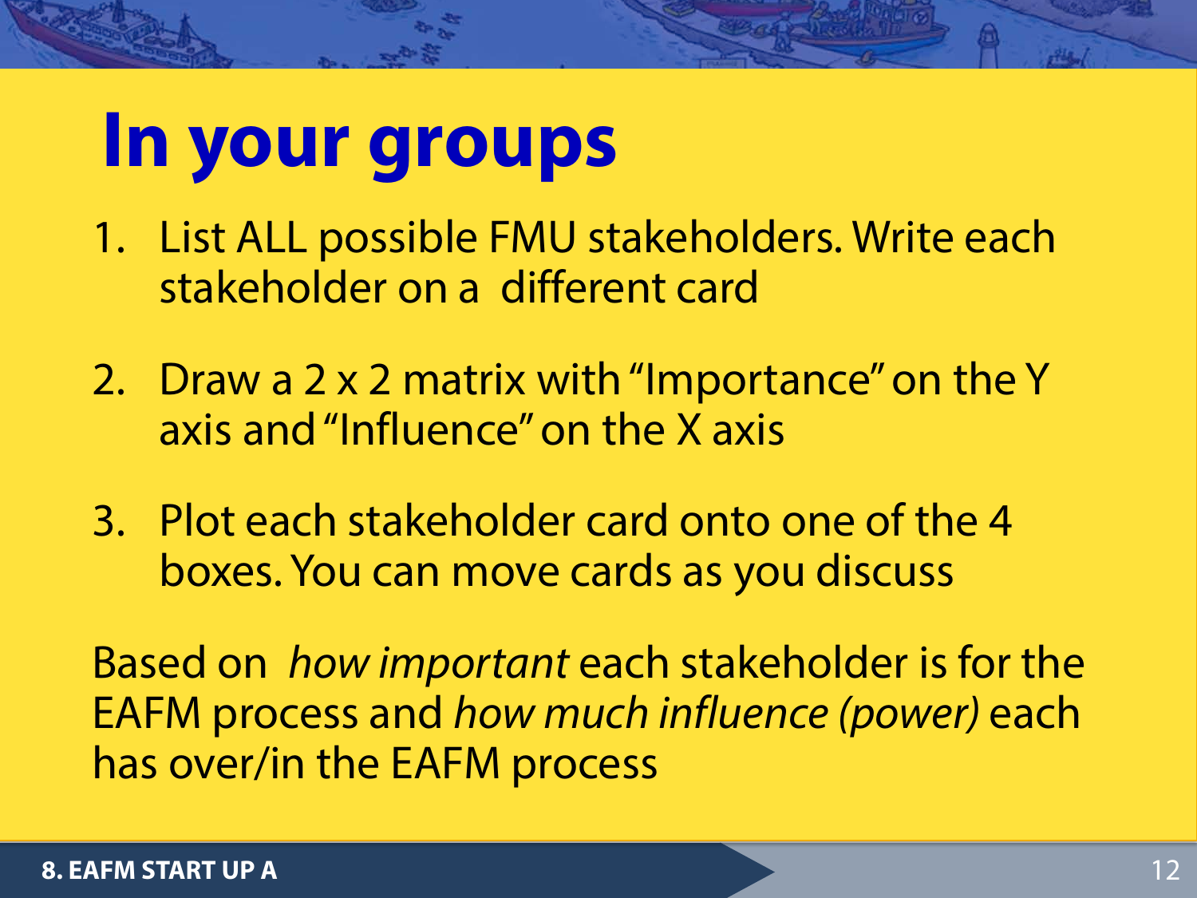# In your groups

1. List ALL possible FMU stakeholders. Write each stakeholder on a different card
2. Draw a 2 x 2 matrix with "Importance" on the Y axis and "Influence" on the X axis
3. Plot each stakeholder card onto one of the 4 boxes. You can move cards as you discuss

Based on *how important* each stakeholder is for the EAFM process and *how much influence (power)* each has over/in the EAFM process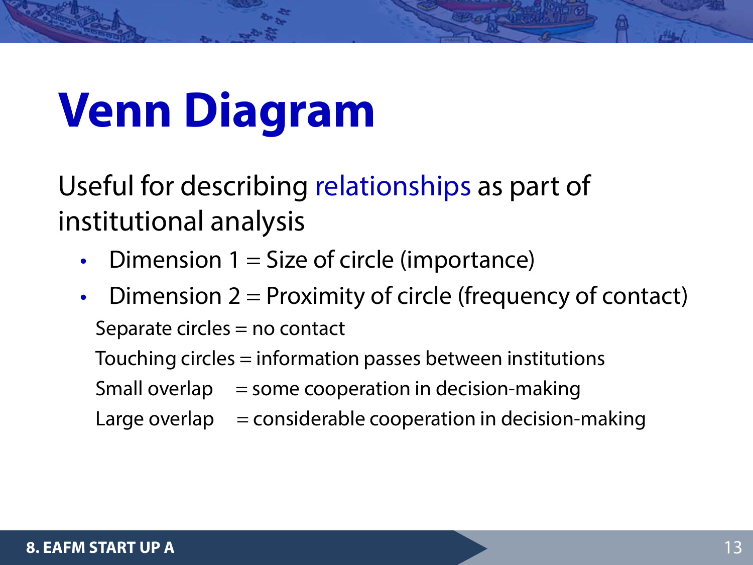# Venn Diagram

Useful for describing relationships as part of institutional analysis

- Dimension 1 = Size of circle (importance)
- Dimension 2 = Proximity of circle (frequency of contact)

  Separate circles = no contact

  Touching circles = information passes between institutions

  Small overlap = some cooperation in decision-making

  Large overlap = considerable cooperation in decision-making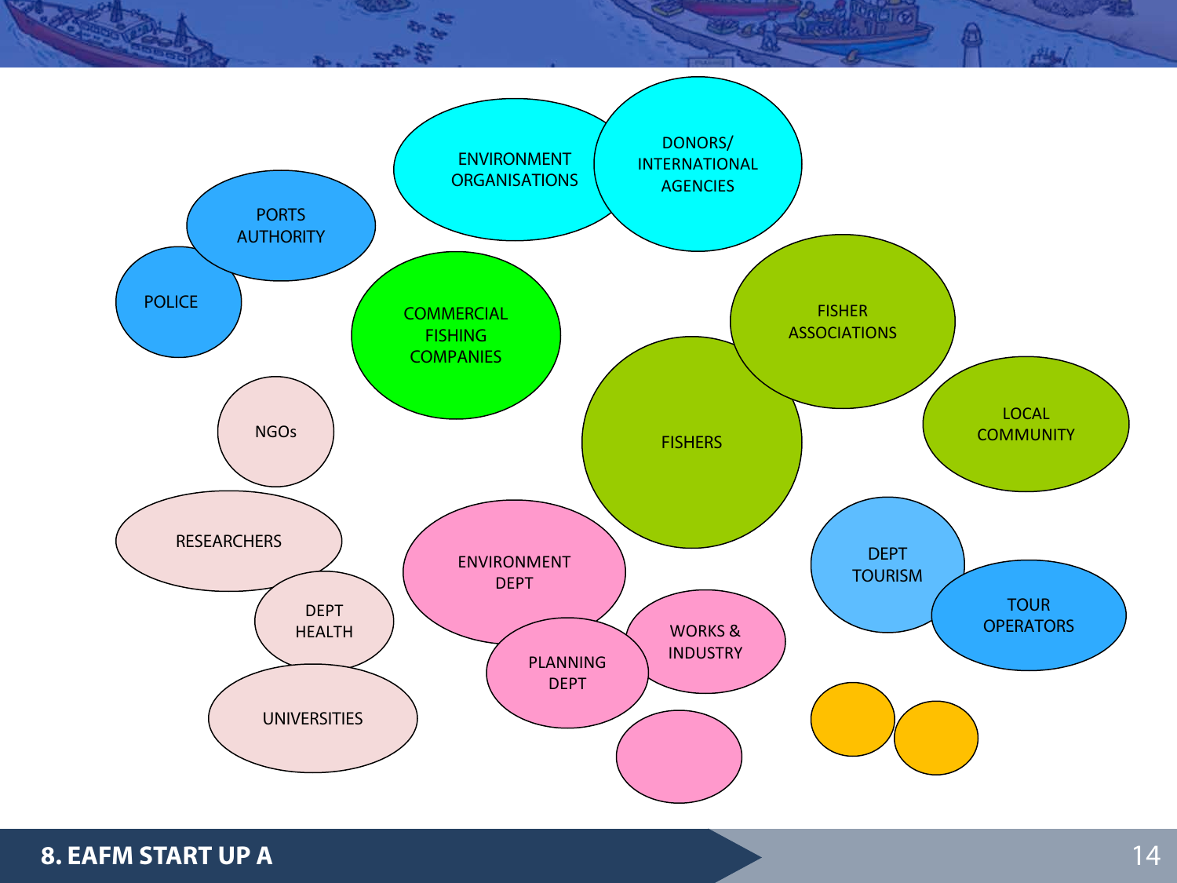ENVIRONMENT ORGANISATIONS

DONORS/ INTERNATIONAL AGENCIES

PORTS AUTHORITY

POLICE

COMMERCIAL FISHING COMPANIES

FISHER ASSOCIATIONS

FISHERS

LOCAL COMMUNITY

NGOs

RESEARCHERS

DEPT HEALTH

UNIVERSITIES

ENVIRONMENT DEPT

PLANNING DEPT

WORKS & INDUSTRY

DEPT TOURISM

TOUR OPERATORS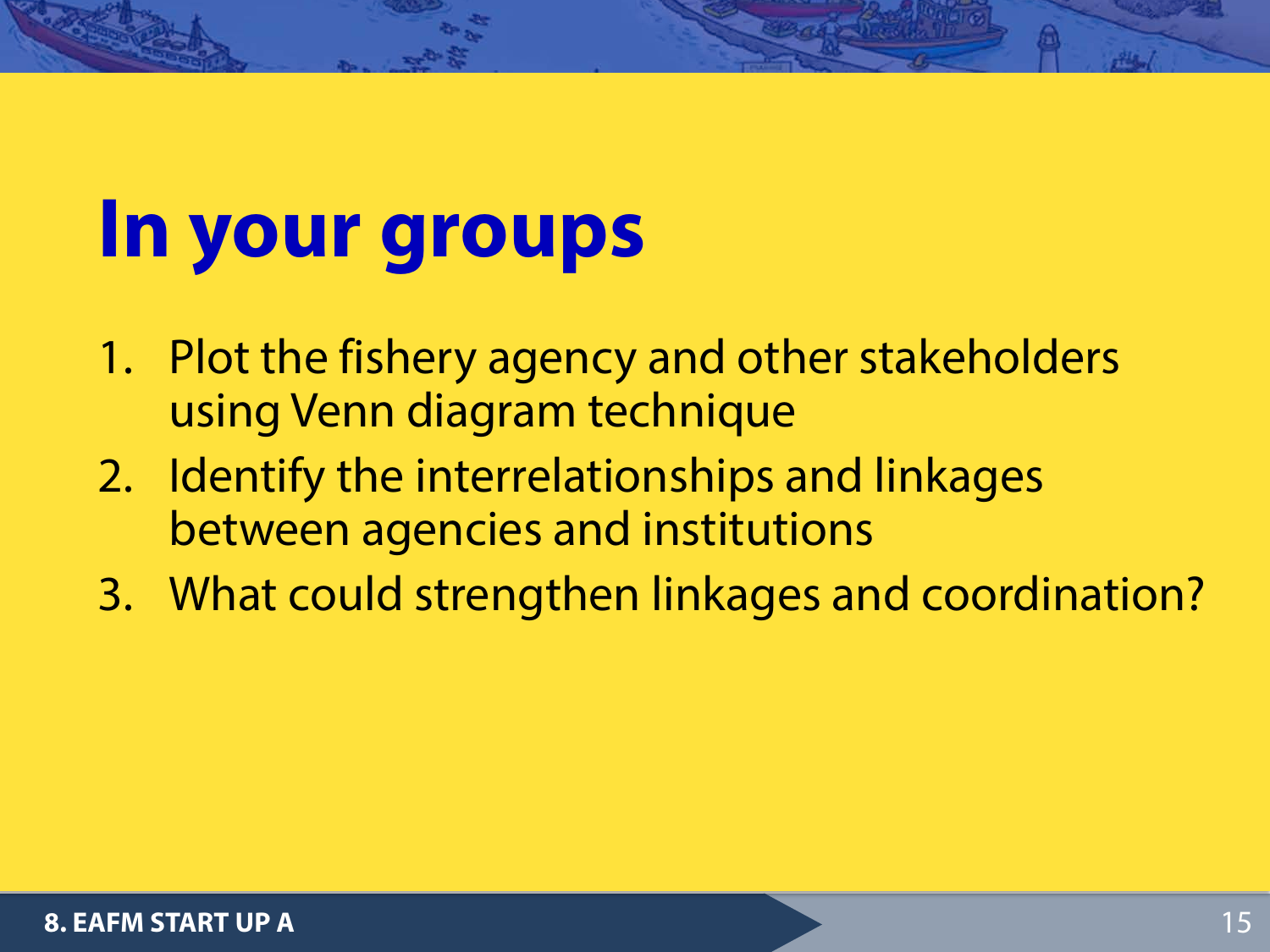# In your groups

1. Plot the fishery agency and other stakeholders using Venn diagram technique
2. Identify the interrelationships and linkages between agencies and institutions
3. What could strengthen linkages and coordination?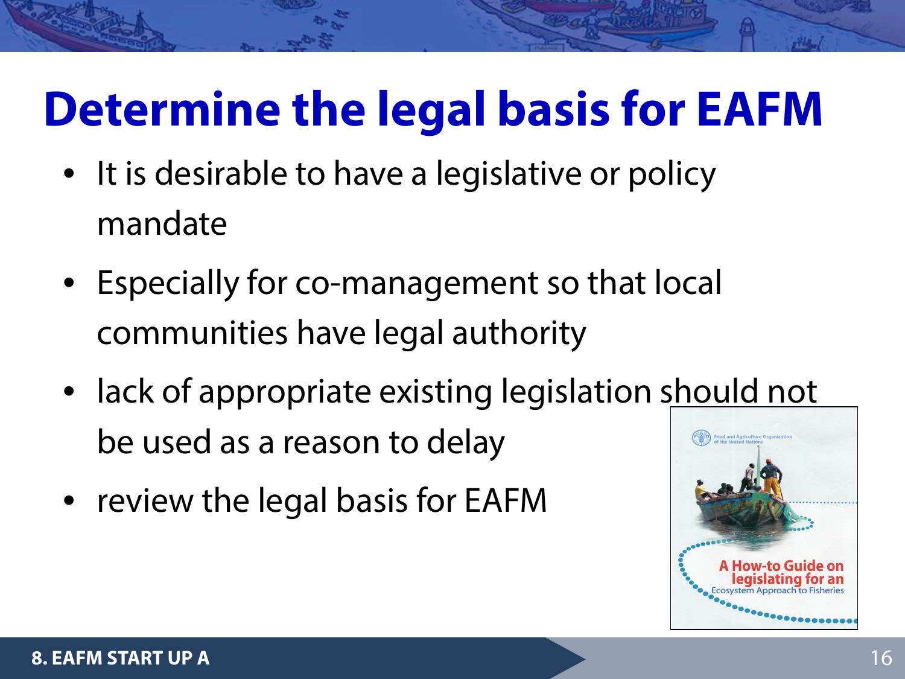# Determine the legal basis for EAFM

- It is desirable to have a legislative or policy mandate
- Especially for co-management so that local communities have legal authority
- lack of appropriate existing legislation should not be used as a reason to delay
- review the legal basis for EAFM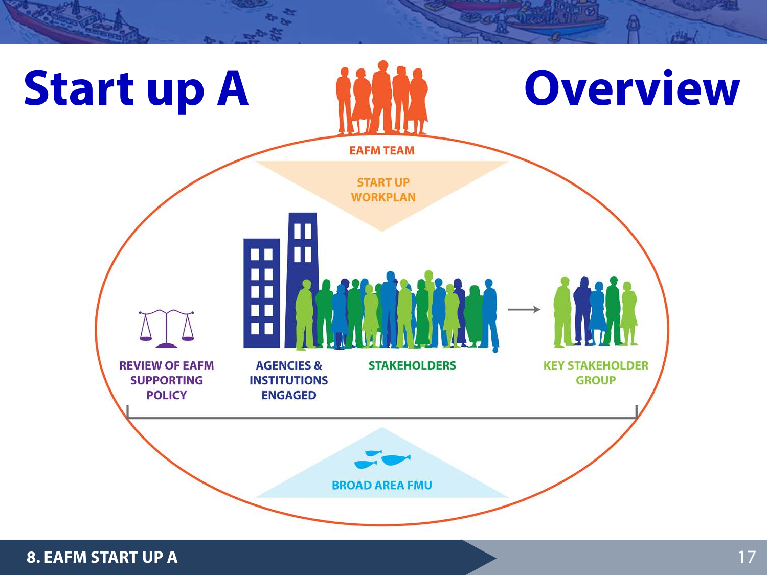# Start up A Overview

EAFM TEAM

START UP WORKPLAN

REVIEW OF EAFM SUPPORTING POLICY

AGENCIES & INSTITUTIONS ENGAGED

STAKEHOLDERS

KEY STAKEHOLDER GROUP

BROAD AREA FMU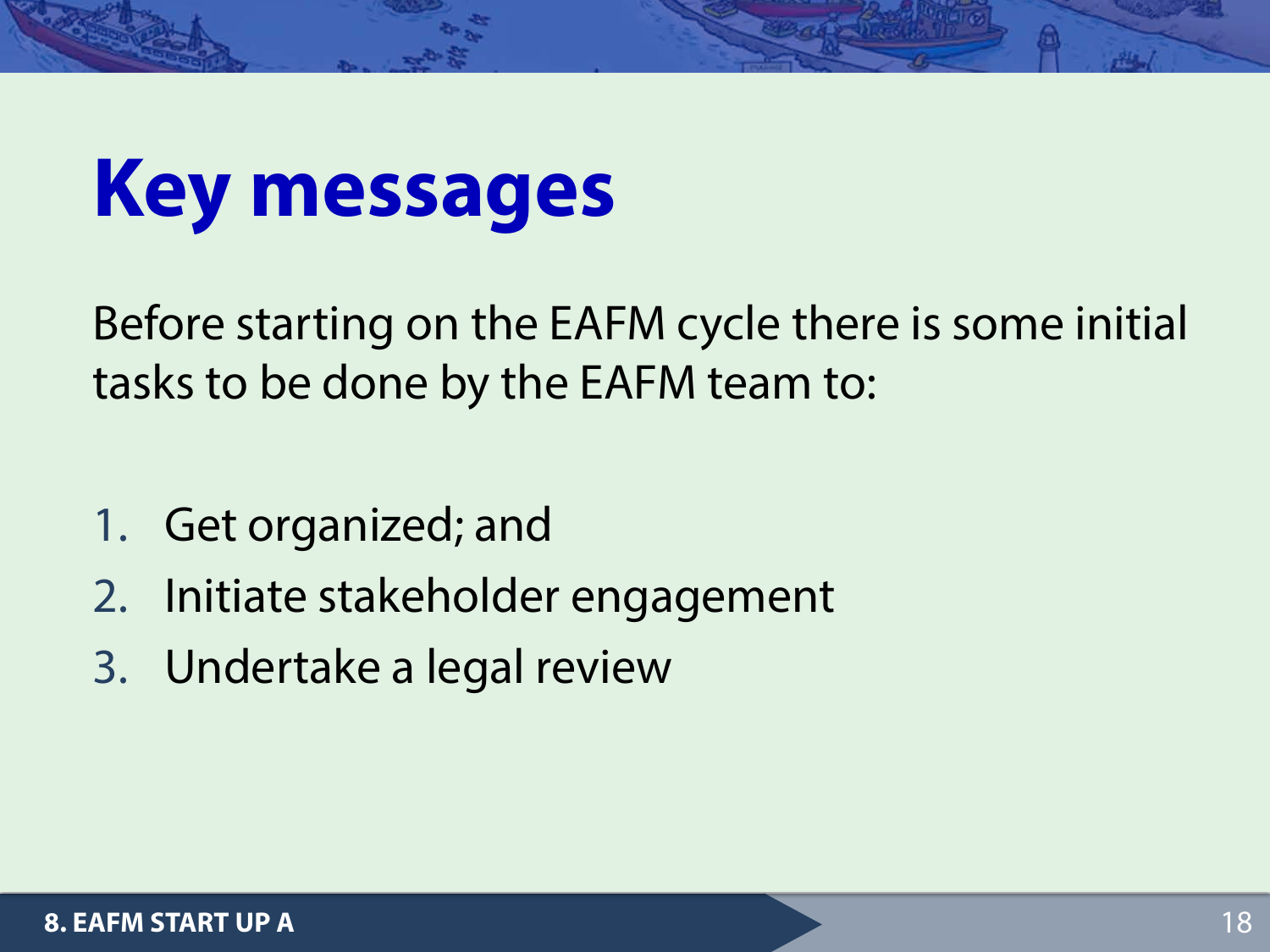# Key messages

Before starting on the EAFM cycle there is some initial tasks to be done by the EAFM team to:

1. Get organized; and
2. Initiate stakeholder engagement
3. Undertake a legal review